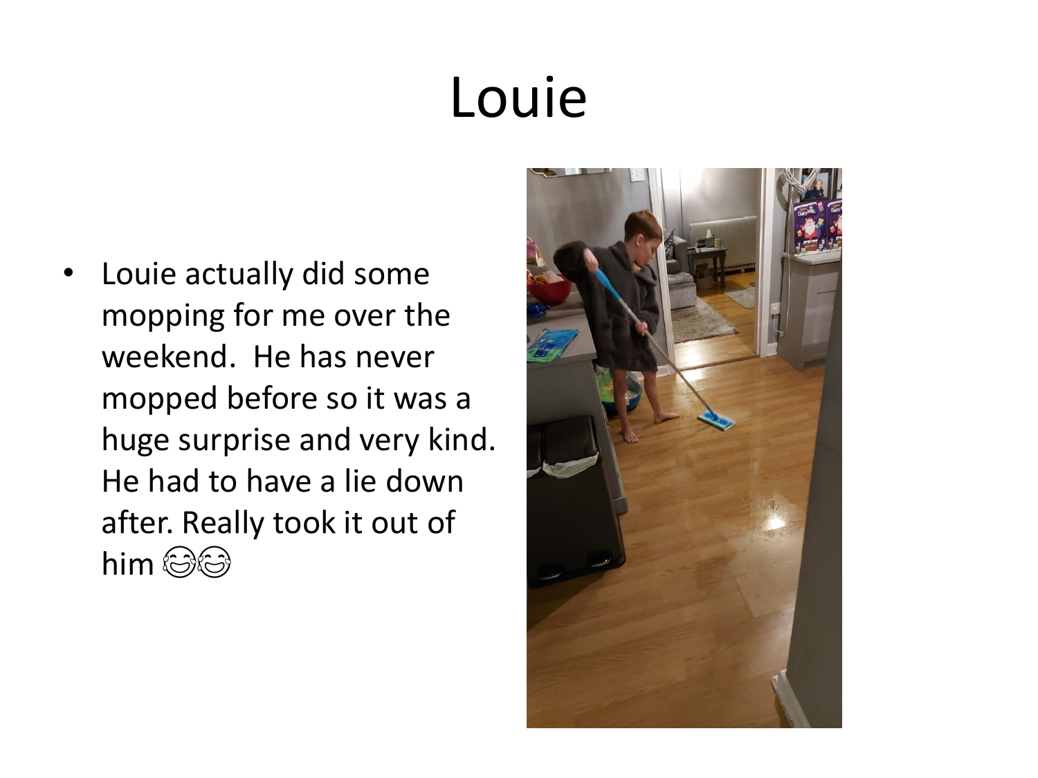# Louie

- Louie actually did some mopping for me over the weekend. He has never mopped before so it was a huge surprise and very kind. He had to have a lie down after. Really took it out of him 😂😂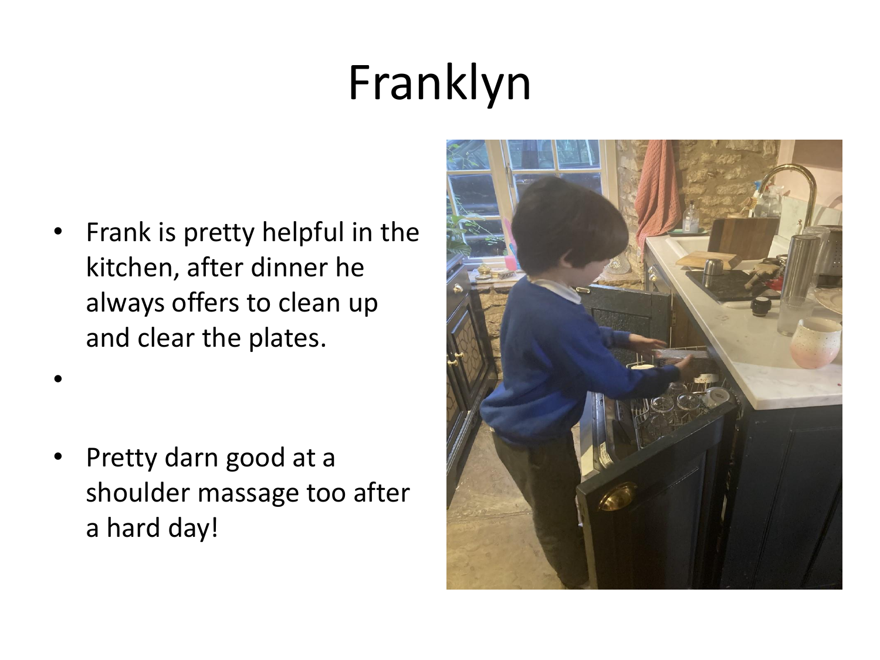# Franklyn

- Frank is pretty helpful in the kitchen, after dinner he always offers to clean up and clear the plates.
- 
- Pretty darn good at a shoulder massage too after a hard day!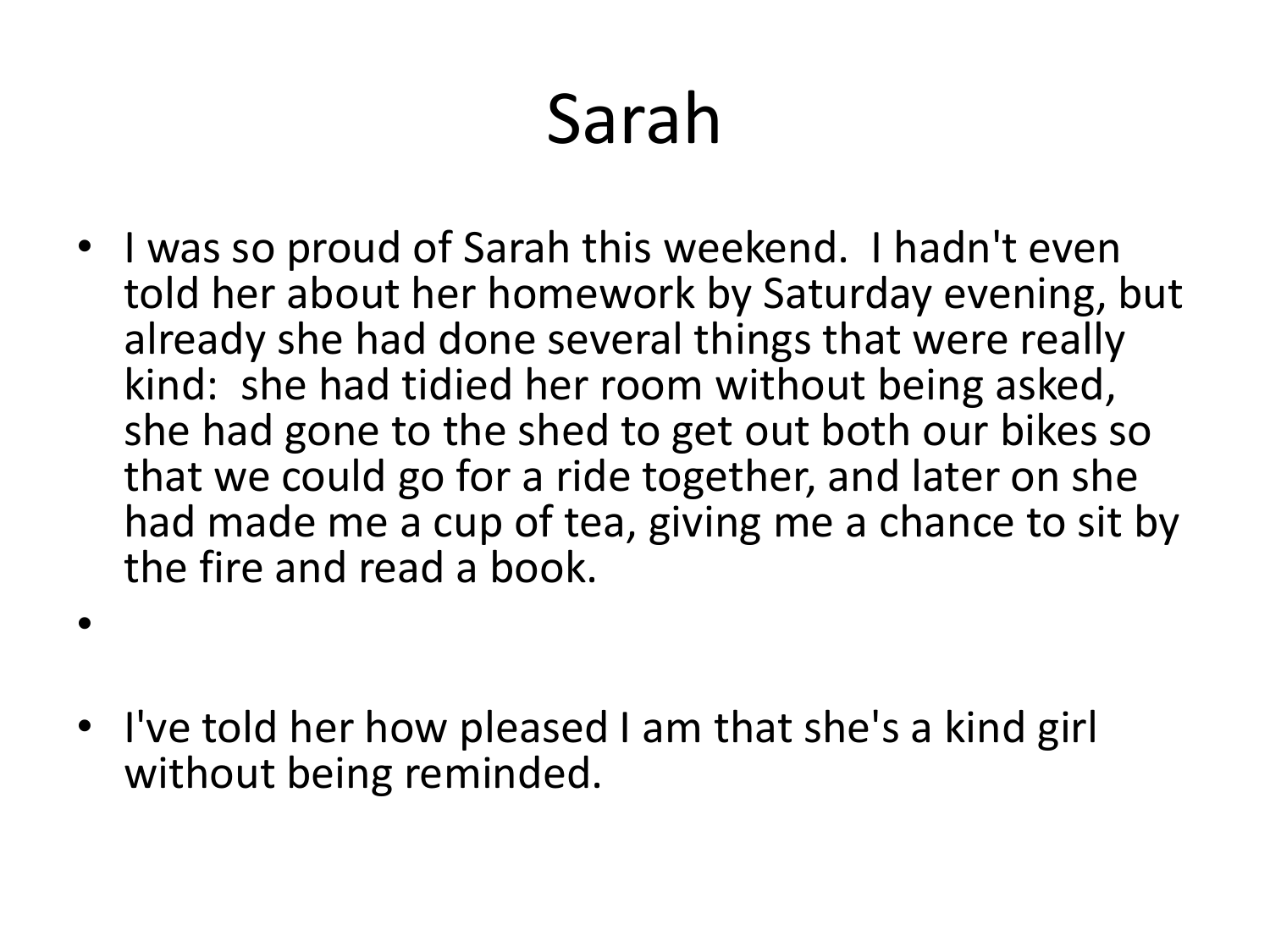# Sarah

- I was so proud of Sarah this weekend.  I hadn't even told her about her homework by Saturday evening, but already she had done several things that were really kind:  she had tidied her room without being asked, she had gone to the shed to get out both our bikes so that we could go for a ride together, and later on she had made me a cup of tea, giving me a chance to sit by the fire and read a book.
- 
- I've told her how pleased I am that she's a kind girl without being reminded.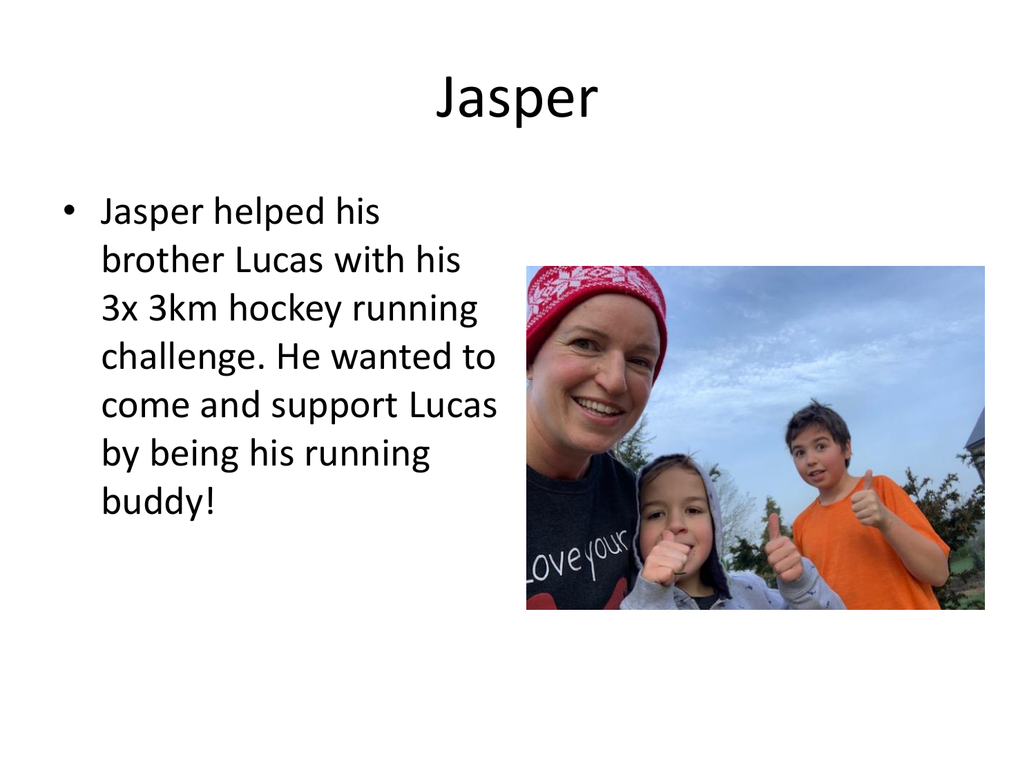# Jasper

- Jasper helped his brother Lucas with his 3x 3km hockey running challenge. He wanted to come and support Lucas by being his running buddy!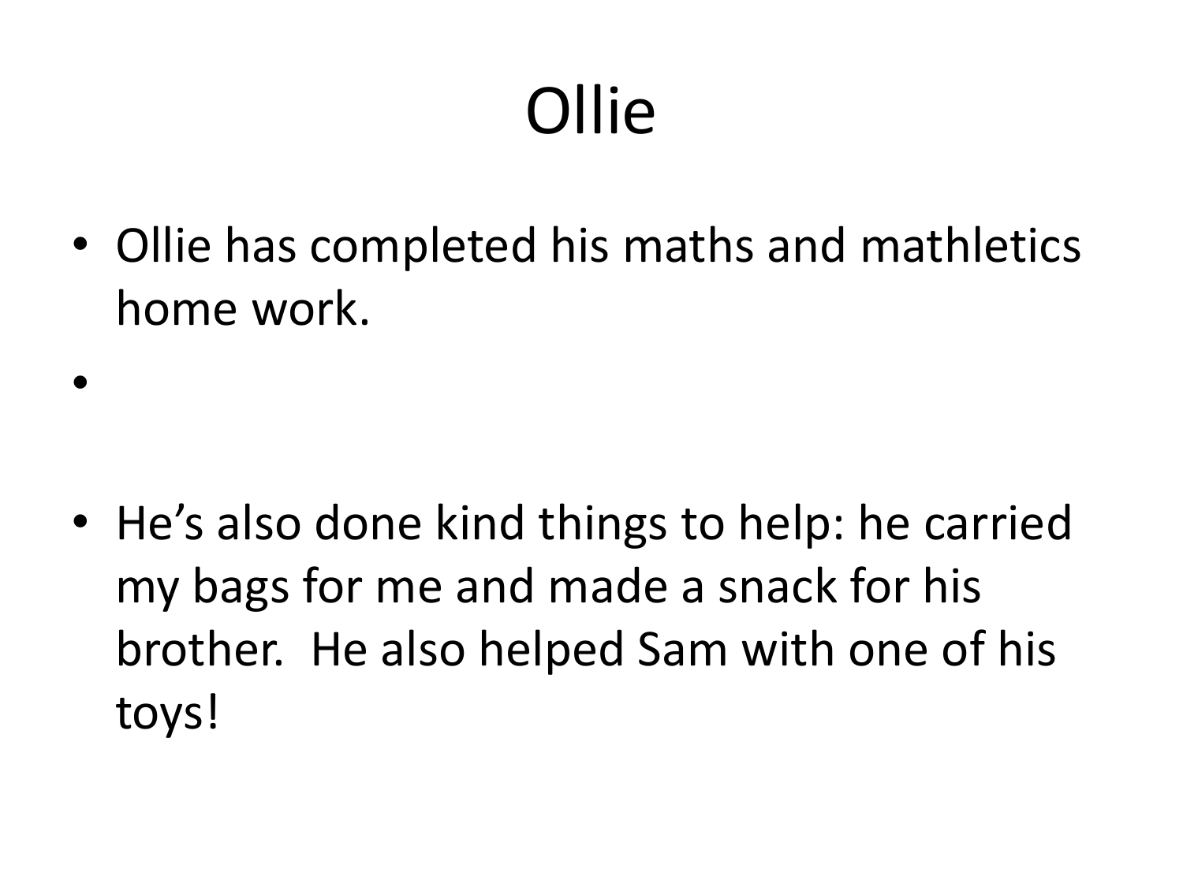# Ollie

- Ollie has completed his maths and mathletics home work.
- 
- He's also done kind things to help: he carried my bags for me and made a snack for his brother.  He also helped Sam with one of his toys!